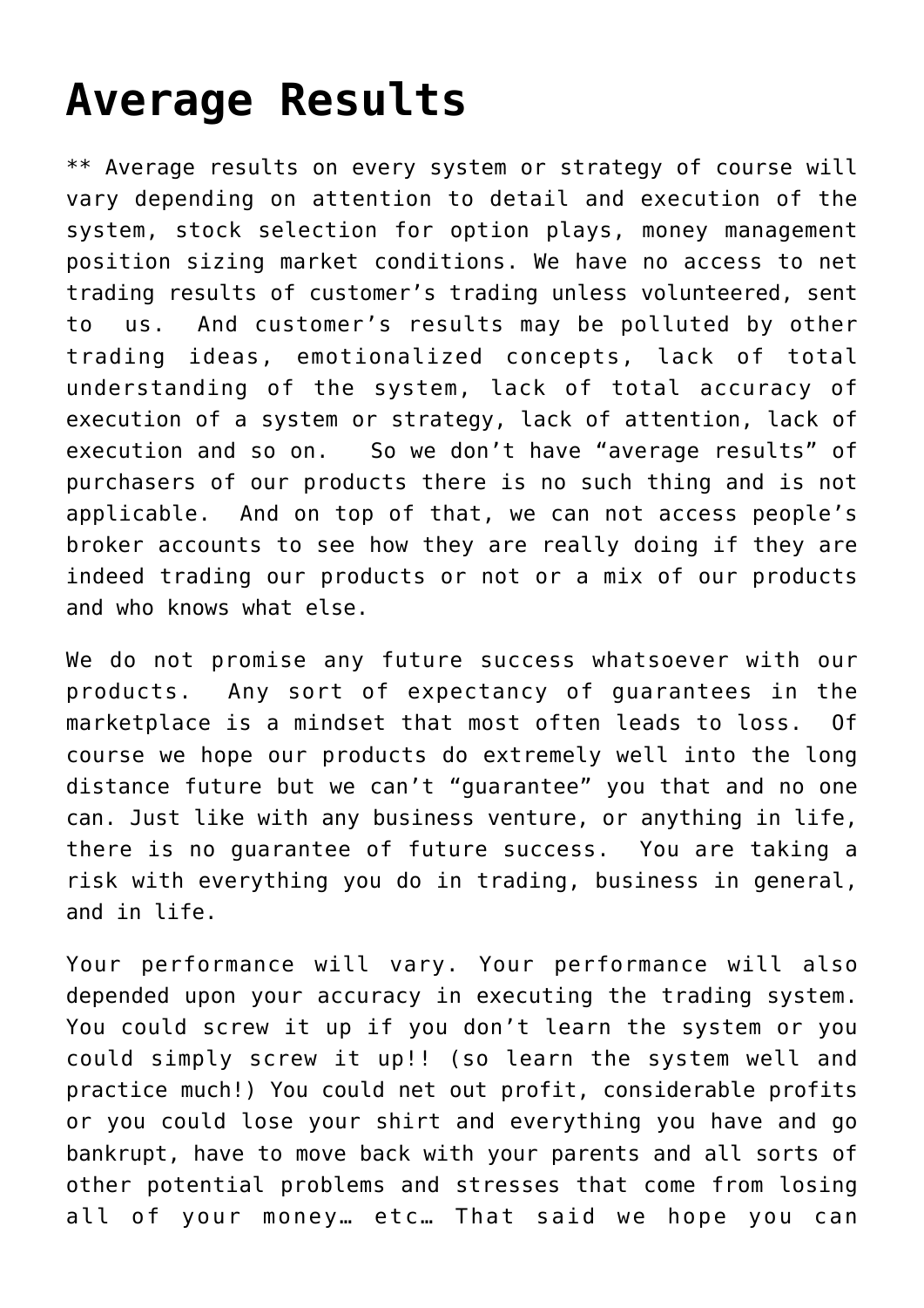# Average Results

** Average results on every system or strategy of course will vary depending on attention to detail and execution of the system, stock selection for option plays, money management position sizing market conditions. We have no access to net trading results of customer's trading unless volunteered, sent to us. And customer's results may be polluted by other trading ideas, emotionalized concepts, lack of total understanding of the system, lack of total accuracy of execution of a system or strategy, lack of attention, lack of execution and so on. So we don't have "average results" of purchasers of our products there is no such thing and is not applicable. And on top of that, we can not access people's broker accounts to see how they are really doing if they are indeed trading our products or not or a mix of our products and who knows what else.

We do not promise any future success whatsoever with our products. Any sort of expectancy of guarantees in the marketplace is a mindset that most often leads to loss. Of course we hope our products do extremely well into the long distance future but we can't "guarantee" you that and no one can. Just like with any business venture, or anything in life, there is no guarantee of future success. You are taking a risk with everything you do in trading, business in general, and in life.

Your performance will vary. Your performance will also depended upon your accuracy in executing the trading system. You could screw it up if you don't learn the system or you could simply screw it up!! (so learn the system well and practice much!) You could net out profit, considerable profits or you could lose your shirt and everything you have and go bankrupt, have to move back with your parents and all sorts of other potential problems and stresses that come from losing all of your money… etc… That said we hope you can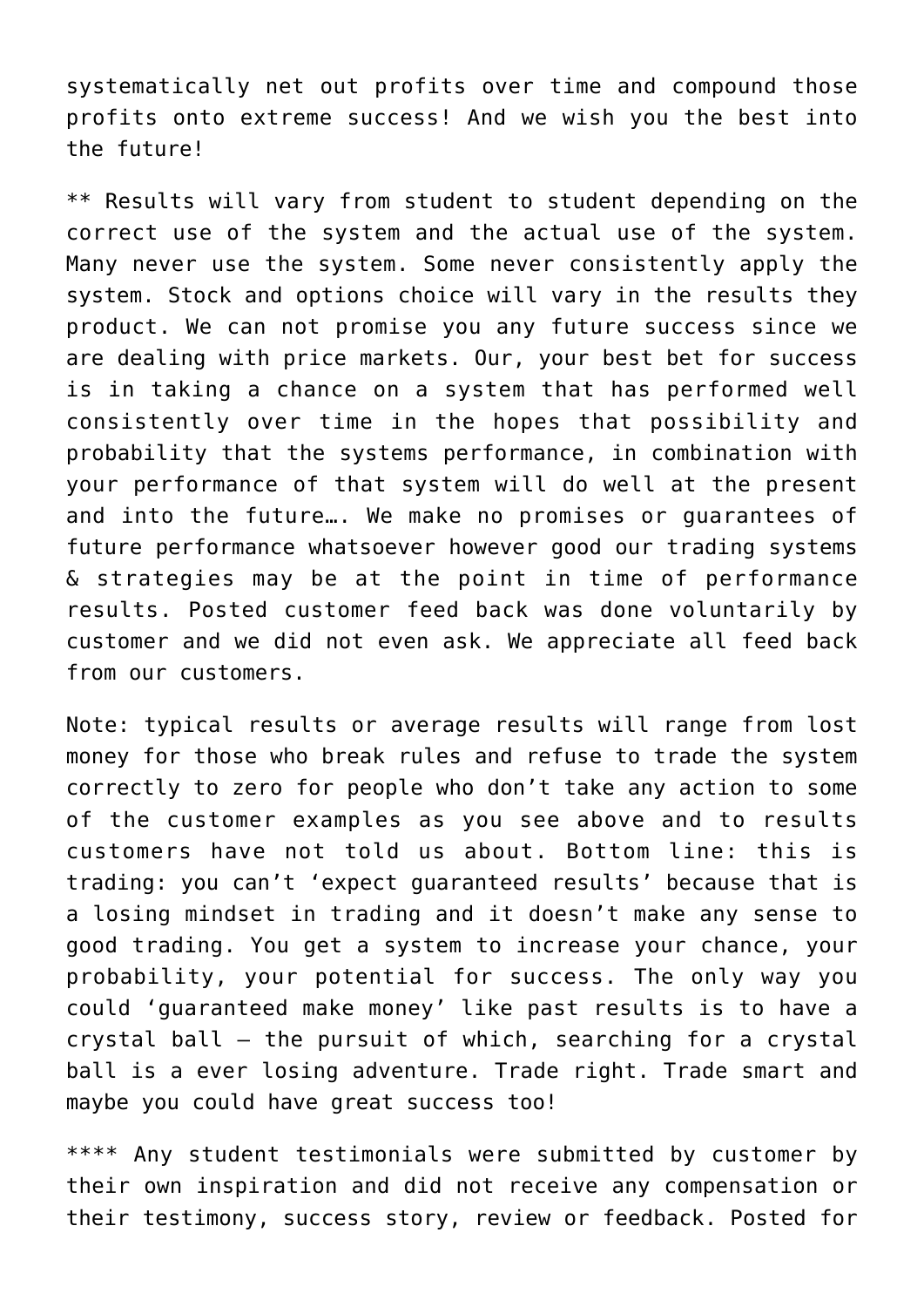systematically net out profits over time and compound those profits onto extreme success! And we wish you the best into the future!

** Results will vary from student to student depending on the correct use of the system and the actual use of the system. Many never use the system. Some never consistently apply the system. Stock and options choice will vary in the results they product. We can not promise you any future success since we are dealing with price markets. Our, your best bet for success is in taking a chance on a system that has performed well consistently over time in the hopes that possibility and probability that the systems performance, in combination with your performance of that system will do well at the present and into the future…. We make no promises or guarantees of future performance whatsoever however good our trading systems & strategies may be at the point in time of performance results. Posted customer feed back was done voluntarily by customer and we did not even ask. We appreciate all feed back from our customers.

Note: typical results or average results will range from lost money for those who break rules and refuse to trade the system correctly to zero for people who don't take any action to some of the customer examples as you see above and to results customers have not told us about. Bottom line: this is trading: you can't 'expect guaranteed results' because that is a losing mindset in trading and it doesn't make any sense to good trading. You get a system to increase your chance, your probability, your potential for success. The only way you could 'guaranteed make money' like past results is to have a crystal ball – the pursuit of which, searching for a crystal ball is a ever losing adventure. Trade right. Trade smart and maybe you could have great success too!

**** Any student testimonials were submitted by customer by their own inspiration and did not receive any compensation or their testimony, success story, review or feedback. Posted for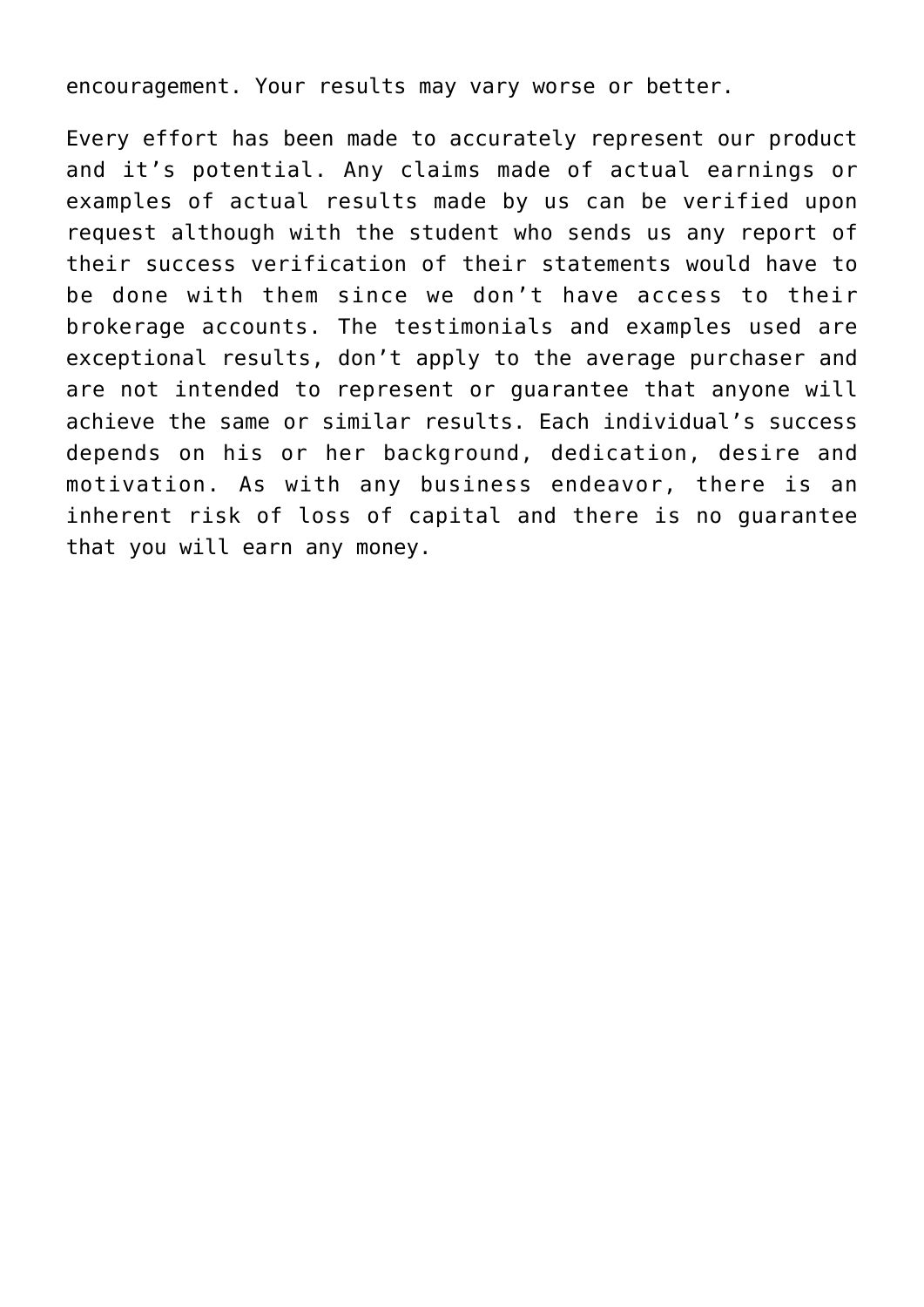encouragement. Your results may vary worse or better.

Every effort has been made to accurately represent our product and it’s potential. Any claims made of actual earnings or examples of actual results made by us can be verified upon request although with the student who sends us any report of their success verification of their statements would have to be done with them since we don’t have access to their brokerage accounts. The testimonials and examples used are exceptional results, don’t apply to the average purchaser and are not intended to represent or guarantee that anyone will achieve the same or similar results. Each individual’s success depends on his or her background, dedication, desire and motivation. As with any business endeavor, there is an inherent risk of loss of capital and there is no guarantee that you will earn any money.